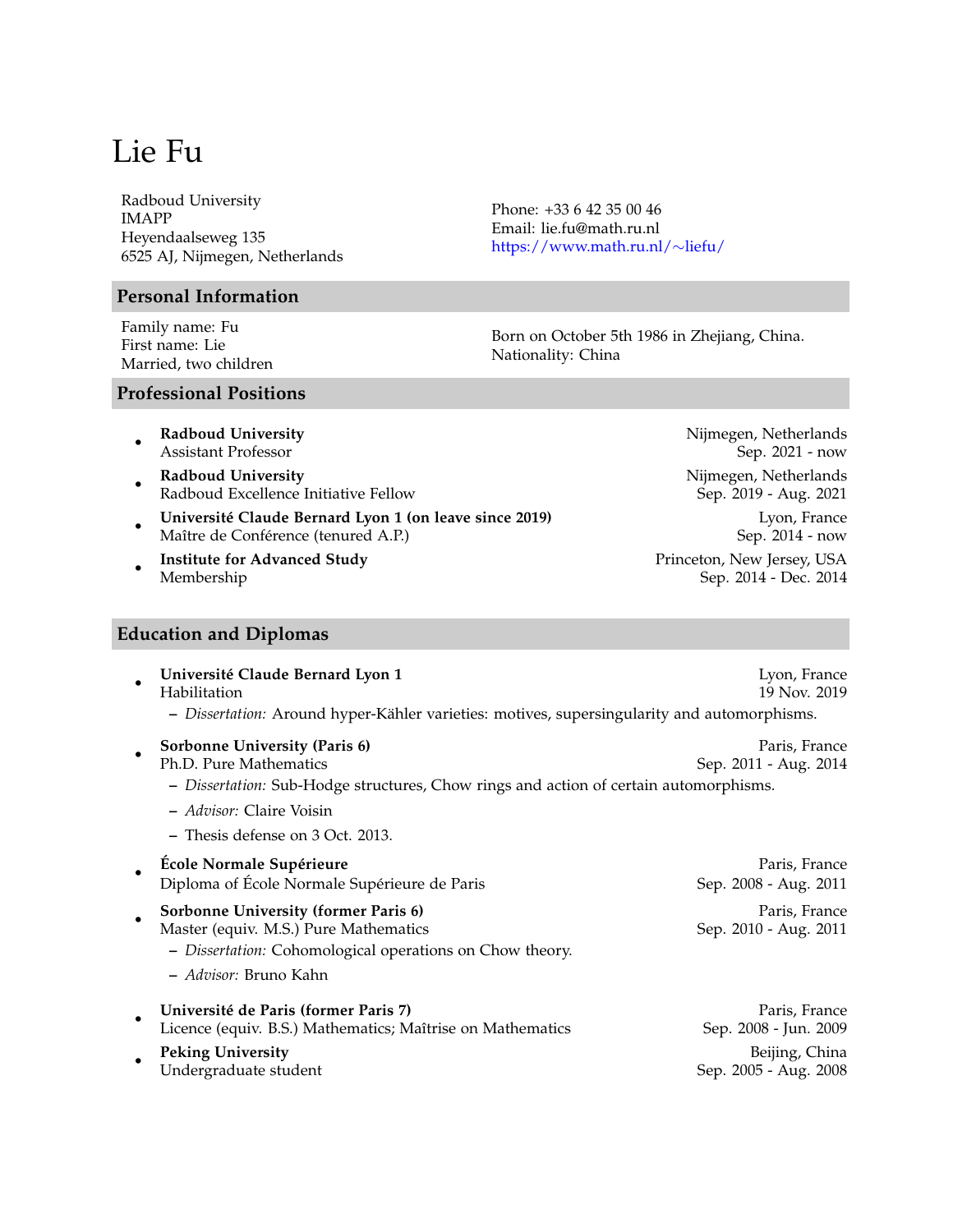# Lie Fu

Radboud University
IMAPP
Heyendaalseweg 135
6525 AJ, Nijmegen, Netherlands

Phone: +33 6 42 35 00 46
Email: lie.fu@math.ru.nl
https://www.math.ru.nl/∼liefu/

## Personal Information

Family name: Fu
First name: Lie
Married, two children

Born on October 5th 1986 in Zhejiang, China.
Nationality: China

## Professional Positions

- **Radboud University** — Nijmegen, Netherlands
  Assistant Professor — Sep. 2021 - now
- **Radboud University** — Nijmegen, Netherlands
  Radboud Excellence Initiative Fellow — Sep. 2019 - Aug. 2021
- **Université Claude Bernard Lyon 1 (on leave since 2019)** — Lyon, France
  Maître de Conférence (tenured A.P.) — Sep. 2014 - now
- **Institute for Advanced Study** — Princeton, New Jersey, USA
  Membership — Sep. 2014 - Dec. 2014

## Education and Diplomas

- **Université Claude Bernard Lyon 1** — Lyon, France
  Habilitation — 19 Nov. 2019
  - *Dissertation:* Around hyper-Kähler varieties: motives, supersingularity and automorphisms.
- **Sorbonne University (Paris 6)** — Paris, France
  Ph.D. Pure Mathematics — Sep. 2011 - Aug. 2014
  - *Dissertation:* Sub-Hodge structures, Chow rings and action of certain automorphisms.
  - *Advisor:* Claire Voisin
  - Thesis defense on 3 Oct. 2013.
- **École Normale Supérieure** — Paris, France
  Diploma of École Normale Supérieure de Paris — Sep. 2008 - Aug. 2011
- **Sorbonne University (former Paris 6)** — Paris, France
  Master (equiv. M.S.) Pure Mathematics — Sep. 2010 - Aug. 2011
  - *Dissertation:* Cohomological operations on Chow theory.
  - *Advisor:* Bruno Kahn
- **Université de Paris (former Paris 7)** — Paris, France
  Licence (equiv. B.S.) Mathematics; Maîtrise on Mathematics — Sep. 2008 - Jun. 2009
- **Peking University** — Beijing, China
  Undergraduate student — Sep. 2005 - Aug. 2008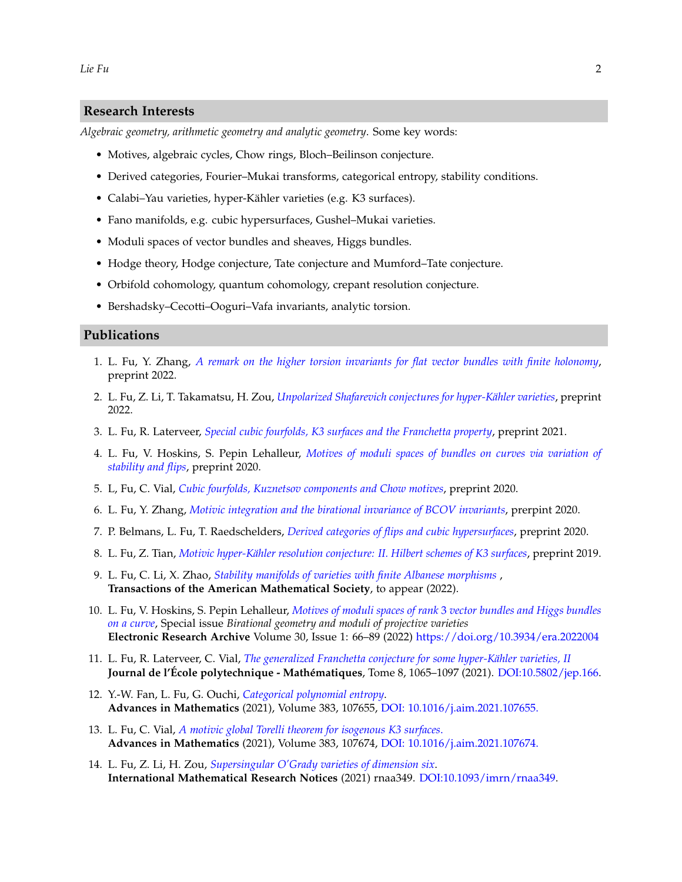## Research Interests

*Algebraic geometry, arithmetic geometry and analytic geometry*. Some key words:

- Motives, algebraic cycles, Chow rings, Bloch–Beilinson conjecture.
- Derived categories, Fourier–Mukai transforms, categorical entropy, stability conditions.
- Calabi–Yau varieties, hyper-Kähler varieties (e.g. K3 surfaces).
- Fano manifolds, e.g. cubic hypersurfaces, Gushel–Mukai varieties.
- Moduli spaces of vector bundles and sheaves, Higgs bundles.
- Hodge theory, Hodge conjecture, Tate conjecture and Mumford–Tate conjecture.
- Orbifold cohomology, quantum cohomology, crepant resolution conjecture.
- Bershadsky–Cecotti–Ooguri–Vafa invariants, analytic torsion.

## Publications

1. L. Fu, Y. Zhang, *A remark on the higher torsion invariants for flat vector bundles with finite holonomy*, preprint 2022.
2. L. Fu, Z. Li, T. Takamatsu, H. Zou, *Unpolarized Shafarevich conjectures for hyper-Kähler varieties*, preprint 2022.
3. L. Fu, R. Laterveer, *Special cubic fourfolds, K3 surfaces and the Franchetta property*, preprint 2021.
4. L. Fu, V. Hoskins, S. Pepin Lehalleur, *Motives of moduli spaces of bundles on curves via variation of stability and flips*, preprint 2020.
5. L, Fu, C. Vial, *Cubic fourfolds, Kuznetsov components and Chow motives*, preprint 2020.
6. L. Fu, Y. Zhang, *Motivic integration and the birational invariance of BCOV invariants*, perprint 2020.
7. P. Belmans, L. Fu, T. Raedschelders, *Derived categories of flips and cubic hypersurfaces*, preprint 2020.
8. L. Fu, Z. Tian, *Motivic hyper-Kähler resolution conjecture: II. Hilbert schemes of K3 surfaces*, preprint 2019.
9. L. Fu, C. Li, X. Zhao, *Stability manifolds of varieties with finite Albanese morphisms* ,
   **Transactions of the American Mathematical Society**, to appear (2022).
10. L. Fu, V. Hoskins, S. Pepin Lehalleur, *Motives of moduli spaces of rank 3 vector bundles and Higgs bundles on a curve*, Special issue *Birational geometry and moduli of projective varieties*
    **Electronic Research Archive** Volume 30, Issue 1: 66–89 (2022) https://doi.org/10.3934/era.2022004
11. L. Fu, R. Laterveer, C. Vial, *The generalized Franchetta conjecture for some hyper-Kähler varieties, II*
    **Journal de l'École polytechnique - Mathématiques**, Tome 8, 1065–1097 (2021). DOI:10.5802/jep.166.
12. Y.-W. Fan, L. Fu, G. Ouchi, *Categorical polynomial entropy*.
    **Advances in Mathematics** (2021), Volume 383, 107655, DOI: 10.1016/j.aim.2021.107655.
13. L. Fu, C. Vial, *A motivic global Torelli theorem for isogenous K3 surfaces*.
    **Advances in Mathematics** (2021), Volume 383, 107674, DOI: 10.1016/j.aim.2021.107674.
14. L. Fu, Z. Li, H. Zou, *Supersingular O'Grady varieties of dimension six*.
    **International Mathematical Research Notices** (2021) rnaa349. DOI:10.1093/imrn/rnaa349.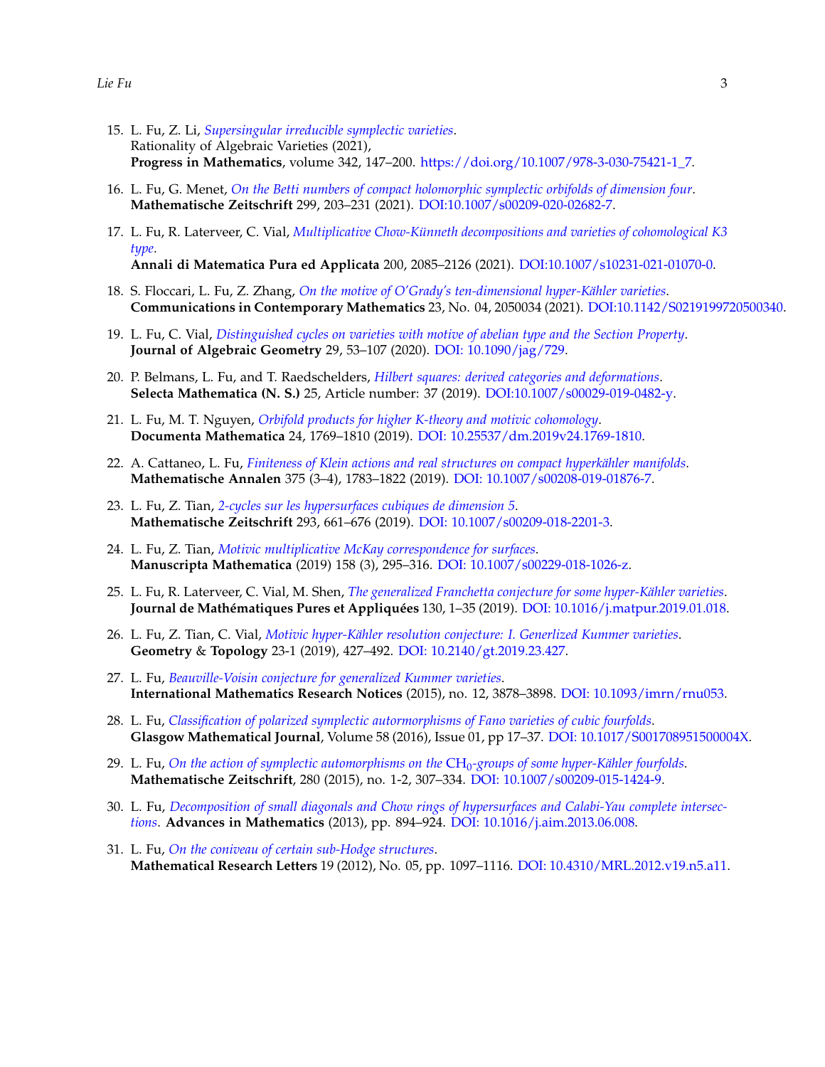15. L. Fu, Z. Li, *Supersingular irreducible symplectic varieties*.
    Rationality of Algebraic Varieties (2021),
    **Progress in Mathematics**, volume 342, 147–200. https://doi.org/10.1007/978-3-030-75421-1_7.

16. L. Fu, G. Menet, *On the Betti numbers of compact holomorphic symplectic orbifolds of dimension four*.
    **Mathematische Zeitschrift** 299, 203–231 (2021). DOI:10.1007/s00209-020-02682-7.

17. L. Fu, R. Laterveer, C. Vial, *Multiplicative Chow-Künneth decompositions and varieties of cohomological K3 type*.
    **Annali di Matematica Pura ed Applicata** 200, 2085–2126 (2021). DOI:10.1007/s10231-021-01070-0.

18. S. Floccari, L. Fu, Z. Zhang, *On the motive of O'Grady's ten-dimensional hyper-Kähler varieties*.
    **Communications in Contemporary Mathematics** 23, No. 04, 2050034 (2021). DOI:10.1142/S0219199720500340.

19. L. Fu, C. Vial, *Distinguished cycles on varieties with motive of abelian type and the Section Property*.
    **Journal of Algebraic Geometry** 29, 53–107 (2020). DOI: 10.1090/jag/729.

20. P. Belmans, L. Fu, and T. Raedschelders, *Hilbert squares: derived categories and deformations*.
    **Selecta Mathematica (N. S.)** 25, Article number: 37 (2019). DOI:10.1007/s00029-019-0482-y.

21. L. Fu, M. T. Nguyen, *Orbifold products for higher K-theory and motivic cohomology*.
    **Documenta Mathematica** 24, 1769–1810 (2019). DOI: 10.25537/dm.2019v24.1769-1810.

22. A. Cattaneo, L. Fu, *Finiteness of Klein actions and real structures on compact hyperkähler manifolds*.
    **Mathematische Annalen** 375 (3–4), 1783–1822 (2019). DOI: 10.1007/s00208-019-01876-7.

23. L. Fu, Z. Tian, *2-cycles sur les hypersurfaces cubiques de dimension 5*.
    **Mathematische Zeitschrift** 293, 661–676 (2019). DOI: 10.1007/s00209-018-2201-3.

24. L. Fu, Z. Tian, *Motivic multiplicative McKay correspondence for surfaces*.
    **Manuscripta Mathematica** (2019) 158 (3), 295–316. DOI: 10.1007/s00229-018-1026-z.

25. L. Fu, R. Laterveer, C. Vial, M. Shen, *The generalized Franchetta conjecture for some hyper-Kähler varieties*.
    **Journal de Mathématiques Pures et Appliquées** 130, 1–35 (2019). DOI: 10.1016/j.matpur.2019.01.018.

26. L. Fu, Z. Tian, C. Vial, *Motivic hyper-Kähler resolution conjecture: I. Generlized Kummer varieties*.
    **Geometry & Topology** 23-1 (2019), 427–492. DOI: 10.2140/gt.2019.23.427.

27. L. Fu, *Beauville-Voisin conjecture for generalized Kummer varieties*.
    **International Mathematics Research Notices** (2015), no. 12, 3878–3898. DOI: 10.1093/imrn/rnu053.

28. L. Fu, *Classification of polarized symplectic autormorphisms of Fano varieties of cubic fourfolds*.
    **Glasgow Mathematical Journal**, Volume 58 (2016), Issue 01, pp 17–37. DOI: 10.1017/S001708951500004X.

29. L. Fu, *On the action of symplectic automorphisms on the* $\mathrm{CH}_0$*-groups of some hyper-Kähler fourfolds*.
    **Mathematische Zeitschrift**, 280 (2015), no. 1-2, 307–334. DOI: 10.1007/s00209-015-1424-9.

30. L. Fu, *Decomposition of small diagonals and Chow rings of hypersurfaces and Calabi-Yau complete intersections*. **Advances in Mathematics** (2013), pp. 894–924. DOI: 10.1016/j.aim.2013.06.008.

31. L. Fu, *On the coniveau of certain sub-Hodge structures*.
    **Mathematical Research Letters** 19 (2012), No. 05, pp. 1097–1116. DOI: 10.4310/MRL.2012.v19.n5.a11.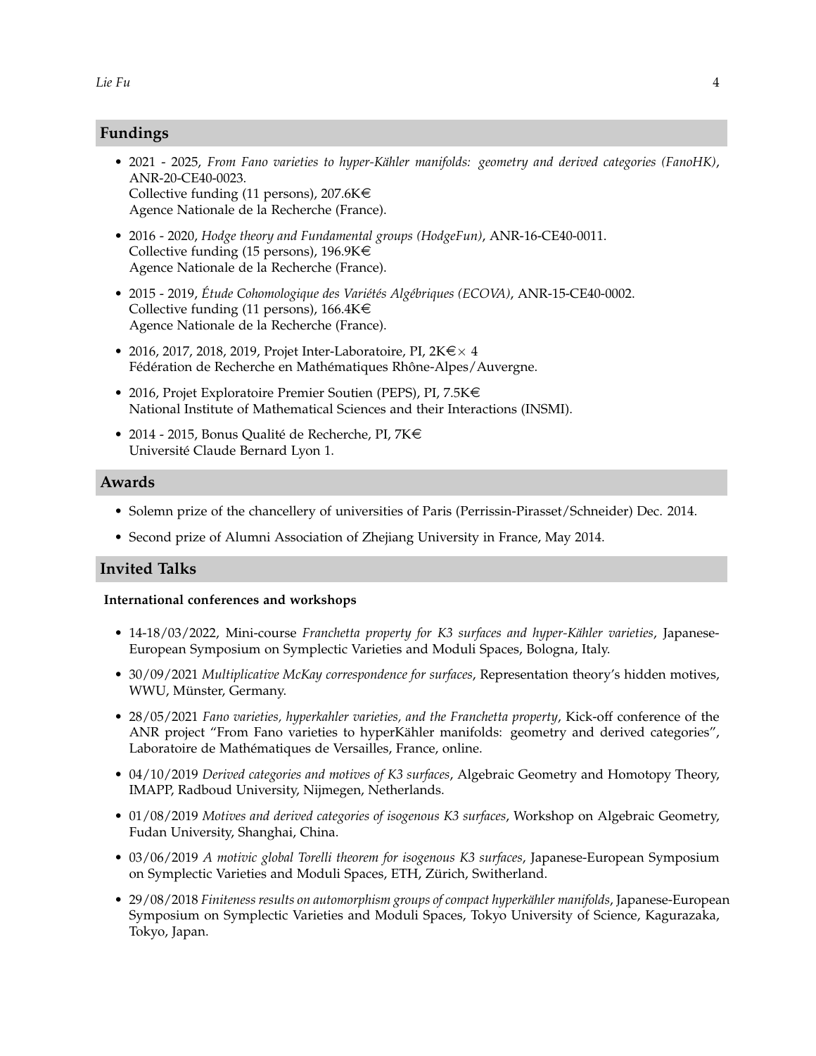## Fundings

- 2021 - 2025, *From Fano varieties to hyper-Kähler manifolds: geometry and derived categories (FanoHK)*, ANR-20-CE40-0023.
  Collective funding (11 persons), 207.6K€
  Agence Nationale de la Recherche (France).
- 2016 - 2020, *Hodge theory and Fundamental groups (HodgeFun)*, ANR-16-CE40-0011.
  Collective funding (15 persons), 196.9K€
  Agence Nationale de la Recherche (France).
- 2015 - 2019, *Étude Cohomologique des Variétés Algébriques (ECOVA)*, ANR-15-CE40-0002.
  Collective funding (11 persons), 166.4K€
  Agence Nationale de la Recherche (France).
- 2016, 2017, 2018, 2019, Projet Inter-Laboratoire, PI, 2K€ $\times$ 4
  Fédération de Recherche en Mathématiques Rhône-Alpes/Auvergne.
- 2016, Projet Exploratoire Premier Soutien (PEPS), PI, 7.5K€
  National Institute of Mathematical Sciences and their Interactions (INSMI).
- 2014 - 2015, Bonus Qualité de Recherche, PI, 7K€
  Université Claude Bernard Lyon 1.

## Awards

- Solemn prize of the chancellery of universities of Paris (Perrissin-Pirasset/Schneider) Dec. 2014.
- Second prize of Alumni Association of Zhejiang University in France, May 2014.

## Invited Talks

**International conferences and workshops**

- 14-18/03/2022, Mini-course *Franchetta property for K3 surfaces and hyper-Kähler varieties*, Japanese-European Symposium on Symplectic Varieties and Moduli Spaces, Bologna, Italy.
- 30/09/2021 *Multiplicative McKay correspondence for surfaces*, Representation theory's hidden motives, WWU, Münster, Germany.
- 28/05/2021 *Fano varieties, hyperkahler varieties, and the Franchetta property*, Kick-off conference of the ANR project "From Fano varieties to hyperKähler manifolds: geometry and derived categories", Laboratoire de Mathématiques de Versailles, France, online.
- 04/10/2019 *Derived categories and motives of K3 surfaces*, Algebraic Geometry and Homotopy Theory, IMAPP, Radboud University, Nijmegen, Netherlands.
- 01/08/2019 *Motives and derived categories of isogenous K3 surfaces*, Workshop on Algebraic Geometry, Fudan University, Shanghai, China.
- 03/06/2019 *A motivic global Torelli theorem for isogenous K3 surfaces*, Japanese-European Symposium on Symplectic Varieties and Moduli Spaces, ETH, Zürich, Switherland.
- 29/08/2018 *Finiteness results on automorphism groups of compact hyperkähler manifolds*, Japanese-European Symposium on Symplectic Varieties and Moduli Spaces, Tokyo University of Science, Kagurazaka, Tokyo, Japan.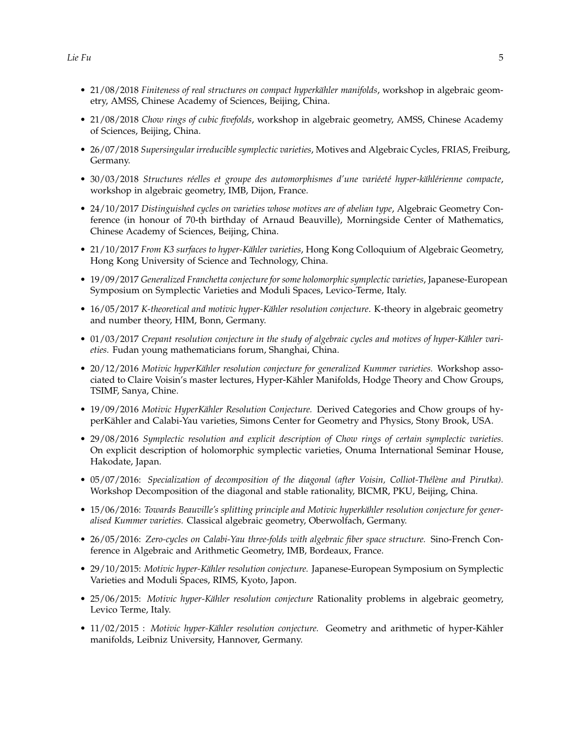- 21/08/2018 *Finiteness of real structures on compact hyperkähler manifolds*, workshop in algebraic geometry, AMSS, Chinese Academy of Sciences, Beijing, China.
- 21/08/2018 *Chow rings of cubic fivefolds*, workshop in algebraic geometry, AMSS, Chinese Academy of Sciences, Beijing, China.
- 26/07/2018 *Supersingular irreducible symplectic varieties*, Motives and Algebraic Cycles, FRIAS, Freiburg, Germany.
- 30/03/2018 *Structures réelles et groupe des automorphismes d'une variéeté hyper-kählérienne compacte*, workshop in algebraic geometry, IMB, Dijon, France.
- 24/10/2017 *Distinguished cycles on varieties whose motives are of abelian type*, Algebraic Geometry Conference (in honour of 70-th birthday of Arnaud Beauville), Morningside Center of Mathematics, Chinese Academy of Sciences, Beijing, China.
- 21/10/2017 *From K3 surfaces to hyper-Kähler varieties*, Hong Kong Colloquium of Algebraic Geometry, Hong Kong University of Science and Technology, China.
- 19/09/2017 *Generalized Franchetta conjecture for some holomorphic symplectic varieties*, Japanese-European Symposium on Symplectic Varieties and Moduli Spaces, Levico-Terme, Italy.
- 16/05/2017 *K-theoretical and motivic hyper-Kähler resolution conjecture.* K-theory in algebraic geometry and number theory, HIM, Bonn, Germany.
- 01/03/2017 *Crepant resolution conjecture in the study of algebraic cycles and motives of hyper-Kähler varieties.* Fudan young mathematicians forum, Shanghai, China.
- 20/12/2016 *Motivic hyperKähler resolution conjecture for generalized Kummer varieties.* Workshop associated to Claire Voisin's master lectures, Hyper-Kähler Manifolds, Hodge Theory and Chow Groups, TSIMF, Sanya, Chine.
- 19/09/2016 *Motivic HyperKähler Resolution Conjecture.* Derived Categories and Chow groups of hyperKähler and Calabi-Yau varieties, Simons Center for Geometry and Physics, Stony Brook, USA.
- 29/08/2016 *Symplectic resolution and explicit description of Chow rings of certain symplectic varieties.* On explicit description of holomorphic symplectic varieties, Onuma International Seminar House, Hakodate, Japan.
- 05/07/2016: *Specialization of decomposition of the diagonal (after Voisin, Colliot-Thélène and Pirutka).* Workshop Decomposition of the diagonal and stable rationality, BICMR, PKU, Beijing, China.
- 15/06/2016: *Towards Beauville's splitting principle and Motivic hyperkähler resolution conjecture for generalised Kummer varieties.* Classical algebraic geometry, Oberwolfach, Germany.
- 26/05/2016: *Zero-cycles on Calabi-Yau three-folds with algebraic fiber space structure.* Sino-French Conference in Algebraic and Arithmetic Geometry, IMB, Bordeaux, France.
- 29/10/2015: *Motivic hyper-Kähler resolution conjecture.* Japanese-European Symposium on Symplectic Varieties and Moduli Spaces, RIMS, Kyoto, Japon.
- 25/06/2015: *Motivic hyper-Kähler resolution conjecture* Rationality problems in algebraic geometry, Levico Terme, Italy.
- 11/02/2015 : *Motivic hyper-Kähler resolution conjecture.* Geometry and arithmetic of hyper-Kähler manifolds, Leibniz University, Hannover, Germany.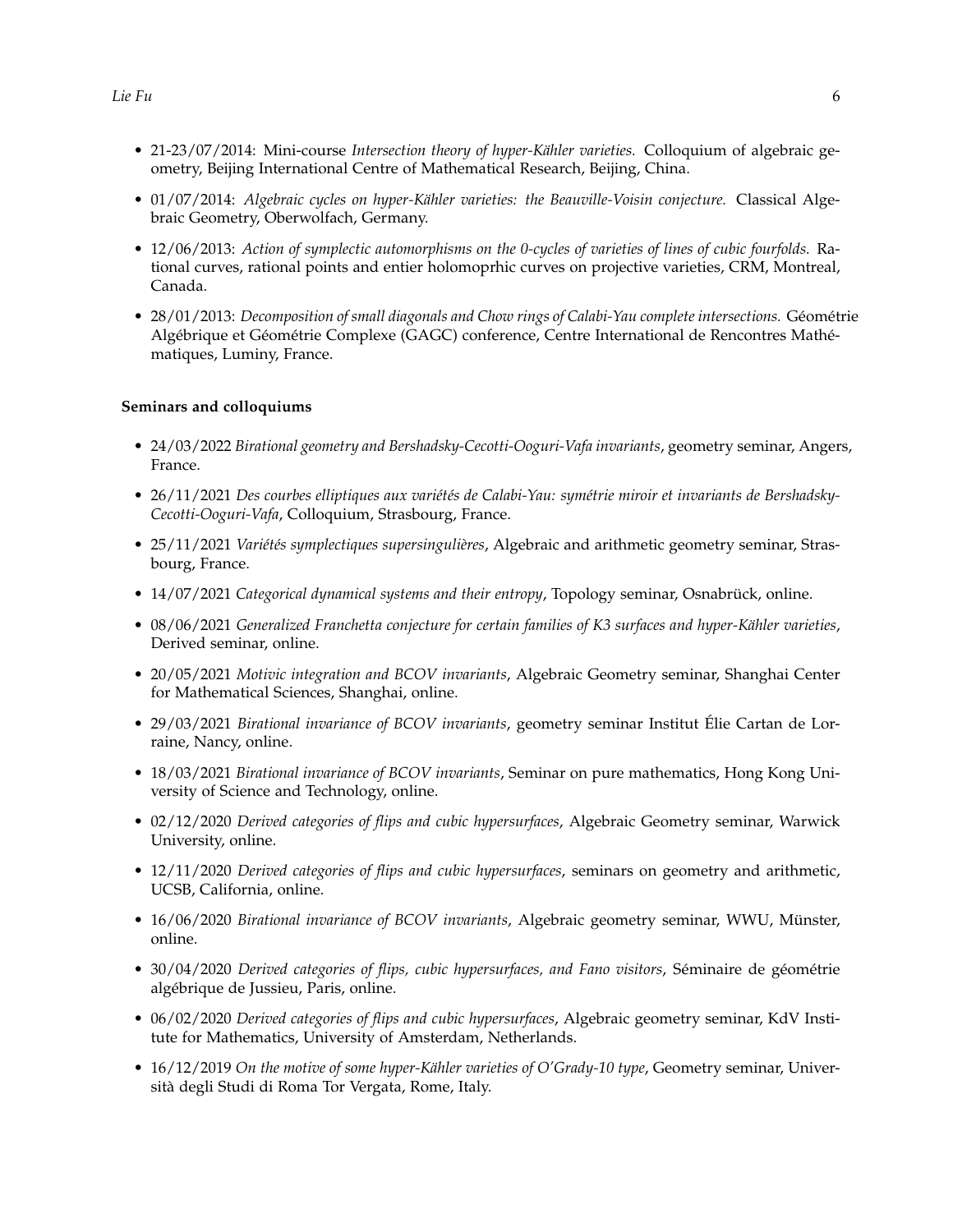- 21-23/07/2014: Mini-course *Intersection theory of hyper-Kähler varieties.* Colloquium of algebraic geometry, Beijing International Centre of Mathematical Research, Beijing, China.
- 01/07/2014: *Algebraic cycles on hyper-Kähler varieties: the Beauville-Voisin conjecture.* Classical Algebraic Geometry, Oberwolfach, Germany.
- 12/06/2013: *Action of symplectic automorphisms on the 0-cycles of varieties of lines of cubic fourfolds.* Rational curves, rational points and entier holomoprhic curves on projective varieties, CRM, Montreal, Canada.
- 28/01/2013: *Decomposition of small diagonals and Chow rings of Calabi-Yau complete intersections.* Géométrie Algébrique et Géométrie Complexe (GAGC) conference, Centre International de Rencontres Mathématiques, Luminy, France.

**Seminars and colloquiums**

- 24/03/2022 *Birational geometry and Bershadsky-Cecotti-Ooguri-Vafa invariants*, geometry seminar, Angers, France.
- 26/11/2021 *Des courbes elliptiques aux variétés de Calabi-Yau: symétrie miroir et invariants de Bershadsky-Cecotti-Ooguri-Vafa*, Colloquium, Strasbourg, France.
- 25/11/2021 *Variétés symplectiques supersingulières*, Algebraic and arithmetic geometry seminar, Strasbourg, France.
- 14/07/2021 *Categorical dynamical systems and their entropy*, Topology seminar, Osnabrück, online.
- 08/06/2021 *Generalized Franchetta conjecture for certain families of K3 surfaces and hyper-Kähler varieties*, Derived seminar, online.
- 20/05/2021 *Motivic integration and BCOV invariants*, Algebraic Geometry seminar, Shanghai Center for Mathematical Sciences, Shanghai, online.
- 29/03/2021 *Birational invariance of BCOV invariants*, geometry seminar Institut Élie Cartan de Lorraine, Nancy, online.
- 18/03/2021 *Birational invariance of BCOV invariants*, Seminar on pure mathematics, Hong Kong University of Science and Technology, online.
- 02/12/2020 *Derived categories of flips and cubic hypersurfaces*, Algebraic Geometry seminar, Warwick University, online.
- 12/11/2020 *Derived categories of flips and cubic hypersurfaces*, seminars on geometry and arithmetic, UCSB, California, online.
- 16/06/2020 *Birational invariance of BCOV invariants*, Algebraic geometry seminar, WWU, Münster, online.
- 30/04/2020 *Derived categories of flips, cubic hypersurfaces, and Fano visitors*, Séminaire de géométrie algébrique de Jussieu, Paris, online.
- 06/02/2020 *Derived categories of flips and cubic hypersurfaces*, Algebraic geometry seminar, KdV Institute for Mathematics, University of Amsterdam, Netherlands.
- 16/12/2019 *On the motive of some hyper-Kähler varieties of O'Grady-10 type*, Geometry seminar, Università degli Studi di Roma Tor Vergata, Rome, Italy.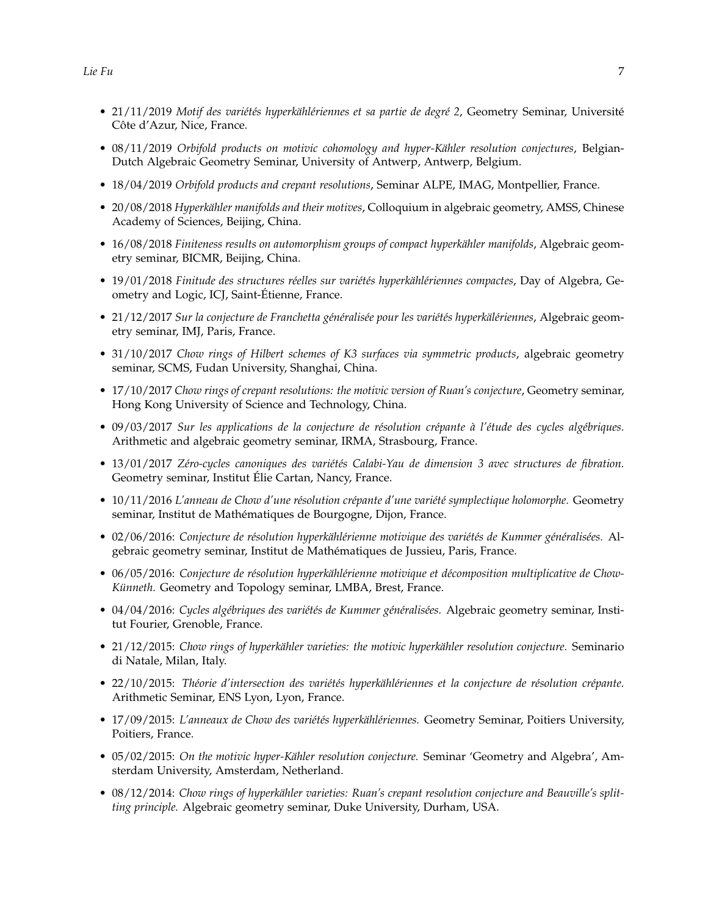- 21/11/2019 *Motif des variétés hyperkählériennes et sa partie de degré 2*, Geometry Seminar, Université Côte d'Azur, Nice, France.
- 08/11/2019 *Orbifold products on motivic cohomology and hyper-Kähler resolution conjectures*, Belgian-Dutch Algebraic Geometry Seminar, University of Antwerp, Antwerp, Belgium.
- 18/04/2019 *Orbifold products and crepant resolutions*, Seminar ALPE, IMAG, Montpellier, France.
- 20/08/2018 *Hyperkähler manifolds and their motives*, Colloquium in algebraic geometry, AMSS, Chinese Academy of Sciences, Beijing, China.
- 16/08/2018 *Finiteness results on automorphism groups of compact hyperkähler manifolds*, Algebraic geometry seminar, BICMR, Beijing, China.
- 19/01/2018 *Finitude des structures réelles sur variétés hyperkählériennes compactes*, Day of Algebra, Geometry and Logic, ICJ, Saint-Étienne, France.
- 21/12/2017 *Sur la conjecture de Franchetta généralisée pour les variétés hyperkälériennes*, Algebraic geometry seminar, IMJ, Paris, France.
- 31/10/2017 *Chow rings of Hilbert schemes of K3 surfaces via symmetric products*, algebraic geometry seminar, SCMS, Fudan University, Shanghai, China.
- 17/10/2017 *Chow rings of crepant resolutions: the motivic version of Ruan's conjecture*, Geometry seminar, Hong Kong University of Science and Technology, China.
- 09/03/2017 *Sur les applications de la conjecture de résolution crépante à l'étude des cycles algébriques.* Arithmetic and algebraic geometry seminar, IRMA, Strasbourg, France.
- 13/01/2017 *Zéro-cycles canoniques des variétés Calabi-Yau de dimension 3 avec structures de fibration.* Geometry seminar, Institut Élie Cartan, Nancy, France.
- 10/11/2016 *L'anneau de Chow d'une résolution crépante d'une variété symplectique holomorphe.* Geometry seminar, Institut de Mathématiques de Bourgogne, Dijon, France.
- 02/06/2016: *Conjecture de résolution hyperkählérienne motivique des variétés de Kummer généralisées.* Algebraic geometry seminar, Institut de Mathématiques de Jussieu, Paris, France.
- 06/05/2016: *Conjecture de résolution hyperkählérienne motivique et décomposition multiplicative de Chow-Künneth.* Geometry and Topology seminar, LMBA, Brest, France.
- 04/04/2016: *Cycles algébriques des variétés de Kummer généralisées.* Algebraic geometry seminar, Institut Fourier, Grenoble, France.
- 21/12/2015: *Chow rings of hyperkähler varieties: the motivic hyperkähler resolution conjecture.* Seminario di Natale, Milan, Italy.
- 22/10/2015: *Théorie d'intersection des variétés hyperkählériennes et la conjecture de résolution crépante.* Arithmetic Seminar, ENS Lyon, Lyon, France.
- 17/09/2015: *L'anneaux de Chow des variétés hyperkählériennes.* Geometry Seminar, Poitiers University, Poitiers, France.
- 05/02/2015: *On the motivic hyper-Kähler resolution conjecture.* Seminar 'Geometry and Algebra', Amsterdam University, Amsterdam, Netherland.
- 08/12/2014: *Chow rings of hyperkähler varieties: Ruan's crepant resolution conjecture and Beauville's splitting principle.* Algebraic geometry seminar, Duke University, Durham, USA.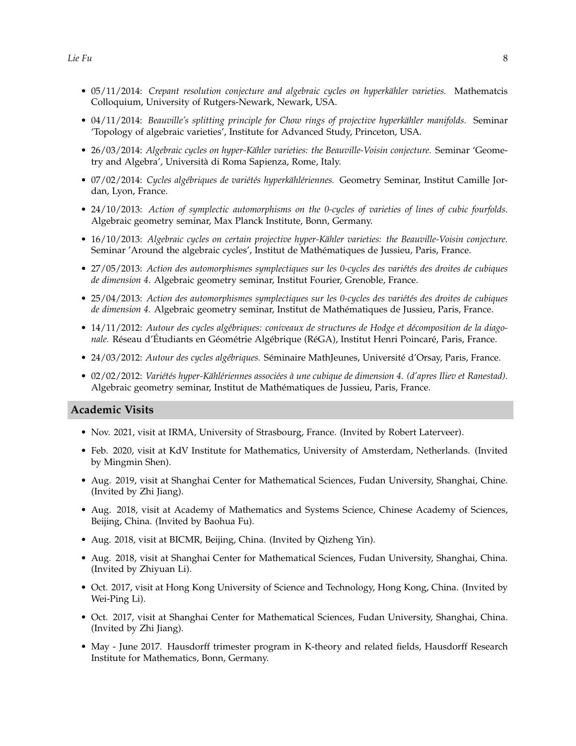- 05/11/2014: *Crepant resolution conjecture and algebraic cycles on hyperkähler varieties.* Mathematcis Colloquium, University of Rutgers-Newark, Newark, USA.
- 04/11/2014: *Beauville's splitting principle for Chow rings of projective hyperkähler manifolds.* Seminar 'Topology of algebraic varieties', Institute for Advanced Study, Princeton, USA.
- 26/03/2014: *Algebraic cycles on hyper-Kähler varieties: the Beauville-Voisin conjecture.* Seminar 'Geometry and Algebra', Università di Roma Sapienza, Rome, Italy.
- 07/02/2014: *Cycles algébriques de variétés hyperkählériennes.* Geometry Seminar, Institut Camille Jordan, Lyon, France.
- 24/10/2013: *Action of symplectic automorphisms on the 0-cycles of varieties of lines of cubic fourfolds.* Algebraic geometry seminar, Max Planck Institute, Bonn, Germany.
- 16/10/2013: *Algebraic cycles on certain projective hyper-Kähler varieties: the Beauville-Voisin conjecture.* Seminar 'Around the algebraic cycles', Institut de Mathématiques de Jussieu, Paris, France.
- 27/05/2013: *Action des automorphismes symplectiques sur les 0-cycles des variétés des droites de cubiques de dimension 4.* Algebraic geometry seminar, Institut Fourier, Grenoble, France.
- 25/04/2013: *Action des automorphismes symplectiques sur les 0-cycles des variétés des droites de cubiques de dimension 4.* Algebraic geometry seminar, Institut de Mathématiques de Jussieu, Paris, France.
- 14/11/2012: *Autour des cycles algébriques: coniveaux de structures de Hodge et décomposition de la diagonale.* Réseau d'Étudiants en Géométrie Algébrique (RéGA), Institut Henri Poincaré, Paris, France.
- 24/03/2012: *Autour des cycles algébriques.* Séminaire MathJeunes, Université d'Orsay, Paris, France.
- 02/02/2012: *Variétés hyper-Kählériennes associées à une cubique de dimension 4. (d'apres Iliev et Ranestad).* Algebraic geometry seminar, Institut de Mathématiques de Jussieu, Paris, France.

## Academic Visits

- Nov. 2021, visit at IRMA, University of Strasbourg, France. (Invited by Robert Laterveer).
- Feb. 2020, visit at KdV Institute for Mathematics, University of Amsterdam, Netherlands. (Invited by Mingmin Shen).
- Aug. 2019, visit at Shanghai Center for Mathematical Sciences, Fudan University, Shanghai, Chine. (Invited by Zhi Jiang).
- Aug. 2018, visit at Academy of Mathematics and Systems Science, Chinese Academy of Sciences, Beijing, China. (Invited by Baohua Fu).
- Aug. 2018, visit at BICMR, Beijing, China. (Invited by Qizheng Yin).
- Aug. 2018, visit at Shanghai Center for Mathematical Sciences, Fudan University, Shanghai, China. (Invited by Zhiyuan Li).
- Oct. 2017, visit at Hong Kong University of Science and Technology, Hong Kong, China. (Invited by Wei-Ping Li).
- Oct. 2017, visit at Shanghai Center for Mathematical Sciences, Fudan University, Shanghai, China. (Invited by Zhi Jiang).
- May - June 2017. Hausdorff trimester program in K-theory and related fields, Hausdorff Research Institute for Mathematics, Bonn, Germany.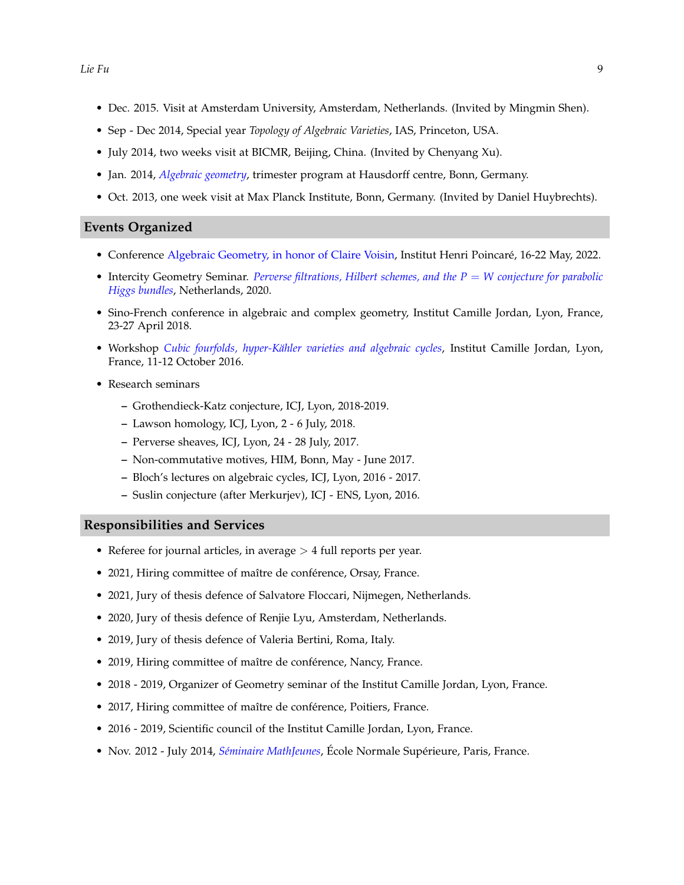- Dec. 2015. Visit at Amsterdam University, Amsterdam, Netherlands. (Invited by Mingmin Shen).
- Sep - Dec 2014, Special year *Topology of Algebraic Varieties*, IAS, Princeton, USA.
- July 2014, two weeks visit at BICMR, Beijing, China. (Invited by Chenyang Xu).
- Jan. 2014, *Algebraic geometry*, trimester program at Hausdorff centre, Bonn, Germany.
- Oct. 2013, one week visit at Max Planck Institute, Bonn, Germany. (Invited by Daniel Huybrechts).

## Events Organized

- Conference Algebraic Geometry, in honor of Claire Voisin, Institut Henri Poincaré, 16-22 May, 2022.
- Intercity Geometry Seminar. *Perverse filtrations, Hilbert schemes, and the $P = W$ conjecture for parabolic Higgs bundles*, Netherlands, 2020.
- Sino-French conference in algebraic and complex geometry, Institut Camille Jordan, Lyon, France, 23-27 April 2018.
- Workshop *Cubic fourfolds, hyper-Kähler varieties and algebraic cycles*, Institut Camille Jordan, Lyon, France, 11-12 October 2016.
- Research seminars
  - Grothendieck-Katz conjecture, ICJ, Lyon, 2018-2019.
  - Lawson homology, ICJ, Lyon, 2 - 6 July, 2018.
  - Perverse sheaves, ICJ, Lyon, 24 - 28 July, 2017.
  - Non-commutative motives, HIM, Bonn, May - June 2017.
  - Bloch's lectures on algebraic cycles, ICJ, Lyon, 2016 - 2017.
  - Suslin conjecture (after Merkurjev), ICJ - ENS, Lyon, 2016.

## Responsibilities and Services

- Referee for journal articles, in average $> 4$ full reports per year.
- 2021, Hiring committee of maître de conférence, Orsay, France.
- 2021, Jury of thesis defence of Salvatore Floccari, Nijmegen, Netherlands.
- 2020, Jury of thesis defence of Renjie Lyu, Amsterdam, Netherlands.
- 2019, Jury of thesis defence of Valeria Bertini, Roma, Italy.
- 2019, Hiring committee of maître de conférence, Nancy, France.
- 2018 - 2019, Organizer of Geometry seminar of the Institut Camille Jordan, Lyon, France.
- 2017, Hiring committee of maître de conférence, Poitiers, France.
- 2016 - 2019, Scientific council of the Institut Camille Jordan, Lyon, France.
- Nov. 2012 - July 2014, *Séminaire MathJeunes*, École Normale Supérieure, Paris, France.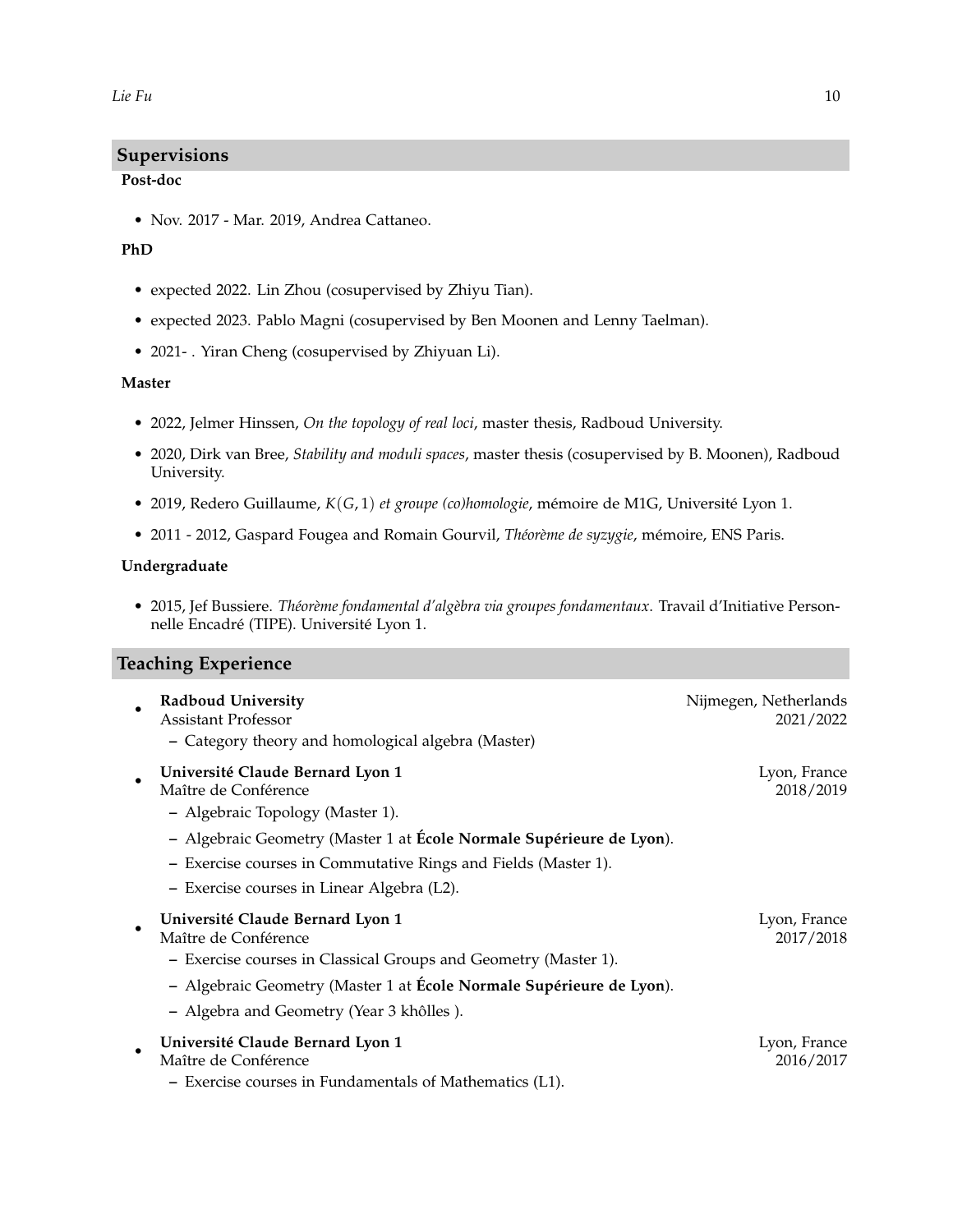## Supervisions

### Post-doc

- Nov. 2017 - Mar. 2019, Andrea Cattaneo.

### PhD

- expected 2022. Lin Zhou (cosupervised by Zhiyu Tian).
- expected 2023. Pablo Magni (cosupervised by Ben Moonen and Lenny Taelman).
- 2021- . Yiran Cheng (cosupervised by Zhiyuan Li).

### Master

- 2022, Jelmer Hinssen, *On the topology of real loci*, master thesis, Radboud University.
- 2020, Dirk van Bree, *Stability and moduli spaces*, master thesis (cosupervised by B. Moonen), Radboud University.
- 2019, Redero Guillaume, *$K(G,1)$ et groupe (co)homologie*, mémoire de M1G, Université Lyon 1.
- 2011 - 2012, Gaspard Fougea and Romain Gourvil, *Théorème de syzygie*, mémoire, ENS Paris.

### Undergraduate

- 2015, Jef Bussiere. *Théorème fondamental d'algèbra via groupes fondamentaux*. Travail d'Initiative Personnelle Encadré (TIPE). Université Lyon 1.

## Teaching Experience

- **Radboud University** — Nijmegen, Netherlands
  Assistant Professor — 2021/2022
  - Category theory and homological algebra (Master)
- **Université Claude Bernard Lyon 1** — Lyon, France
  Maître de Conférence — 2018/2019
  - Algebraic Topology (Master 1).
  - Algebraic Geometry (Master 1 at **École Normale Supérieure de Lyon**).
  - Exercise courses in Commutative Rings and Fields (Master 1).
  - Exercise courses in Linear Algebra (L2).
- **Université Claude Bernard Lyon 1** — Lyon, France
  Maître de Conférence — 2017/2018
  - Exercise courses in Classical Groups and Geometry (Master 1).
  - Algebraic Geometry (Master 1 at **École Normale Supérieure de Lyon**).
  - Algebra and Geometry (Year 3 khôlles ).
- **Université Claude Bernard Lyon 1** — Lyon, France
  Maître de Conférence — 2016/2017
  - Exercise courses in Fundamentals of Mathematics (L1).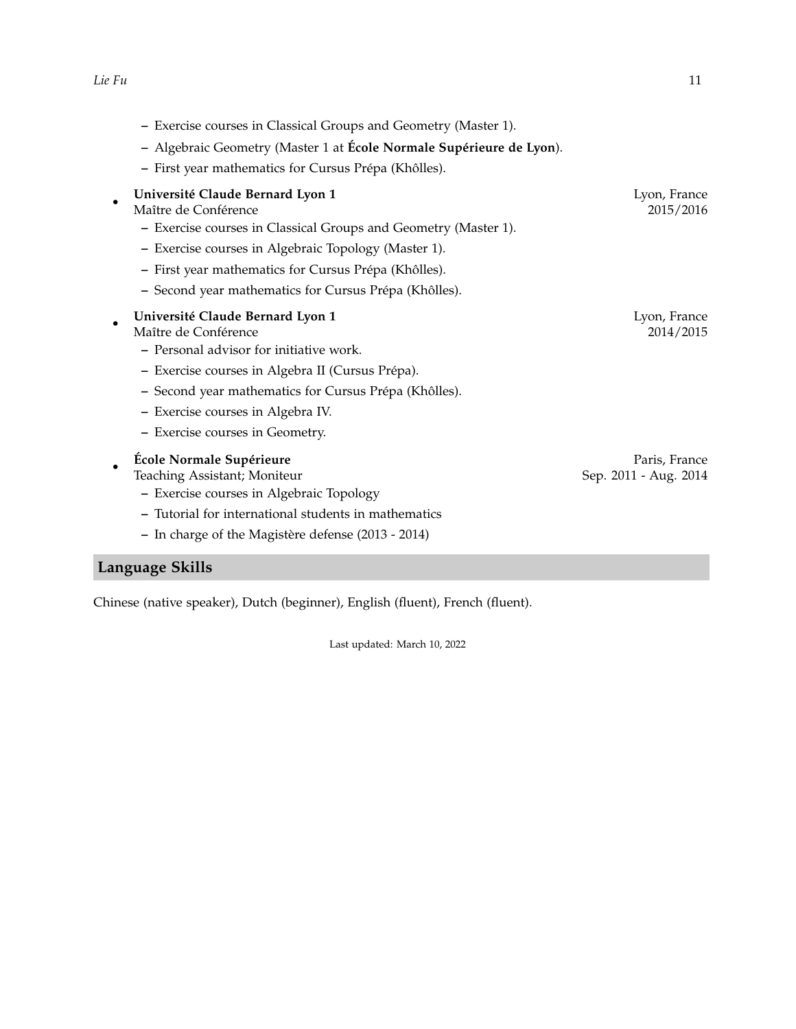- Exercise courses in Classical Groups and Geometry (Master 1).
- Algebraic Geometry (Master 1 at **École Normale Supérieure de Lyon**).
- First year mathematics for Cursus Prépa (Khôlles).

- **Université Claude Bernard Lyon 1** — Lyon, France
  Maître de Conférence — 2015/2016
  - Exercise courses in Classical Groups and Geometry (Master 1).
  - Exercise courses in Algebraic Topology (Master 1).
  - First year mathematics for Cursus Prépa (Khôlles).
  - Second year mathematics for Cursus Prépa (Khôlles).

- **Université Claude Bernard Lyon 1** — Lyon, France
  Maître de Conférence — 2014/2015
  - Personal advisor for initiative work.
  - Exercise courses in Algebra II (Cursus Prépa).
  - Second year mathematics for Cursus Prépa (Khôlles).
  - Exercise courses in Algebra IV.
  - Exercise courses in Geometry.

- **École Normale Supérieure** — Paris, France
  Teaching Assistant; Moniteur — Sep. 2011 - Aug. 2014
  - Exercise courses in Algebraic Topology
  - Tutorial for international students in mathematics
  - In charge of the Magistère defense (2013 - 2014)

## Language Skills

Chinese (native speaker), Dutch (beginner), English (fluent), French (fluent).

Last updated: March 10, 2022